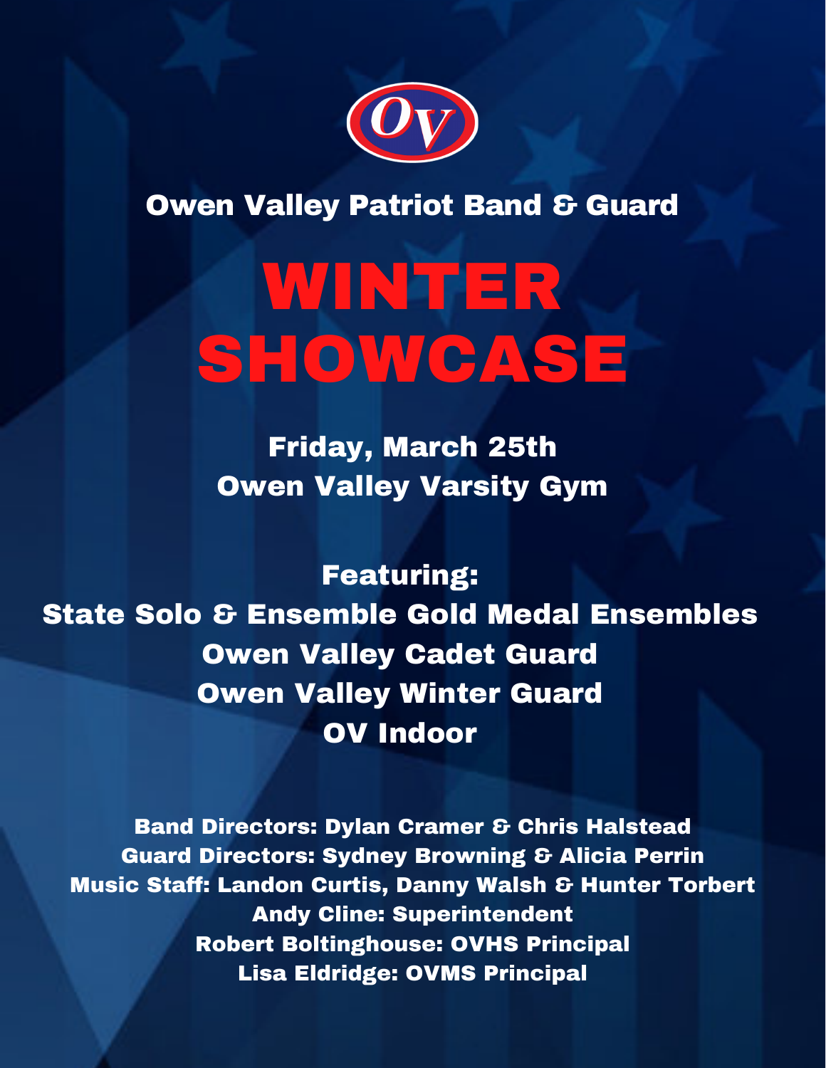OV

## Owen Valley Patriot Band & Guard

# WINTER SHOWCASE

**Friday, March 25th**
**Owen Valley Varsity Gym**

**Featuring:**

**State Solo & Ensemble Gold Medal Ensembles**
**Owen Valley Cadet Guard**
**Owen Valley Winter Guard**
**OV Indoor**

**Band Directors: Dylan Cramer & Chris Halstead**
**Guard Directors: Sydney Browning & Alicia Perrin**
**Music Staff: Landon Curtis, Danny Walsh & Hunter Torbert**
**Andy Cline: Superintendent**
**Robert Boltinghouse: OVHS Principal**
**Lisa Eldridge: OVMS Principal**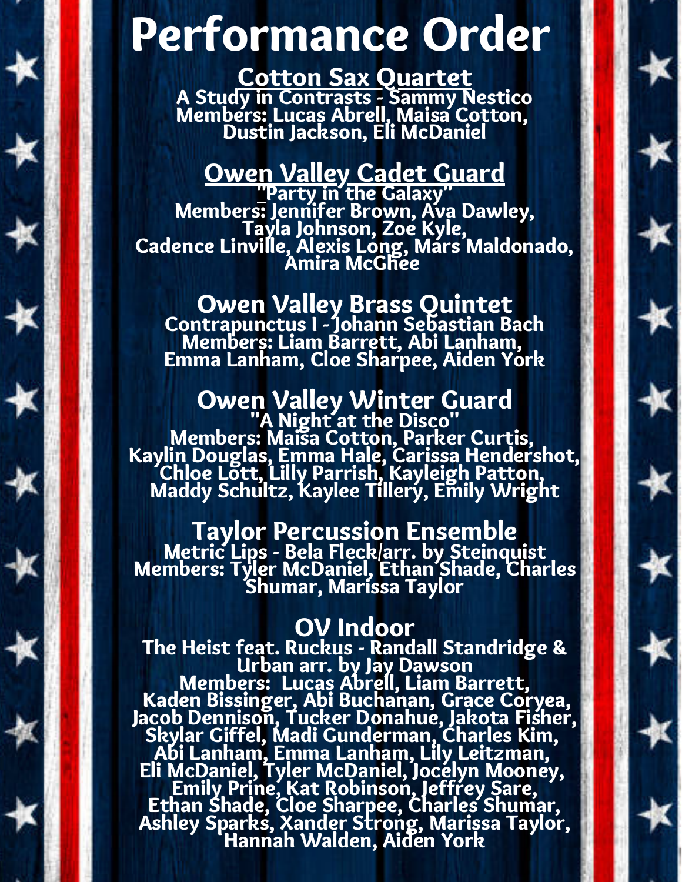# Performance Order

## Cotton Sax Quartet

A Study in Contrasts - Sammy Nestico
Members: Lucas Abrell, Maisa Cotton, Dustin Jackson, Eli McDaniel

## Owen Valley Cadet Guard

"Party in the Galaxy"
Members: Jennifer Brown, Ava Dawley, Tayla Johnson, Zoe Kyle, Cadence Linville, Alexis Long, Mars Maldonado, Amira McGhee

## Owen Valley Brass Quintet

Contrapunctus I - Johann Sebastian Bach
Members: Liam Barrett, Abi Lanham, Emma Lanham, Cloe Sharpee, Aiden York

## Owen Valley Winter Guard

"A Night at the Disco"
Members: Maisa Cotton, Parker Curtis, Kaylin Douglas, Emma Hale, Carissa Hendershot, Chloe Lott, Lilly Parrish, Kayleigh Patton, Maddy Schultz, Kaylee Tillery, Emily Wright

## Taylor Percussion Ensemble

Metric Lips - Bela Fleck/arr. by Steinquist
Members: Tyler McDaniel, Ethan Shade, Charles Shumar, Marissa Taylor

## OV Indoor

The Heist feat. Ruckus - Randall Standridge & Urban arr. by Jay Dawson
Members: Lucas Abrell, Liam Barrett, Kaden Bissinger, Abi Buchanan, Grace Coryea, Jacob Dennison, Tucker Donahue, Jakota Fisher, Skylar Giffel, Madi Gunderman, Charles Kim, Abi Lanham, Emma Lanham, Lily Leitzman, Eli McDaniel, Tyler McDaniel, Jocelyn Mooney, Emily Prine, Kat Robinson, Jeffrey Sare, Ethan Shade, Cloe Sharpee, Charles Shumar, Ashley Sparks, Xander Strong, Marissa Taylor, Hannah Walden, Aiden York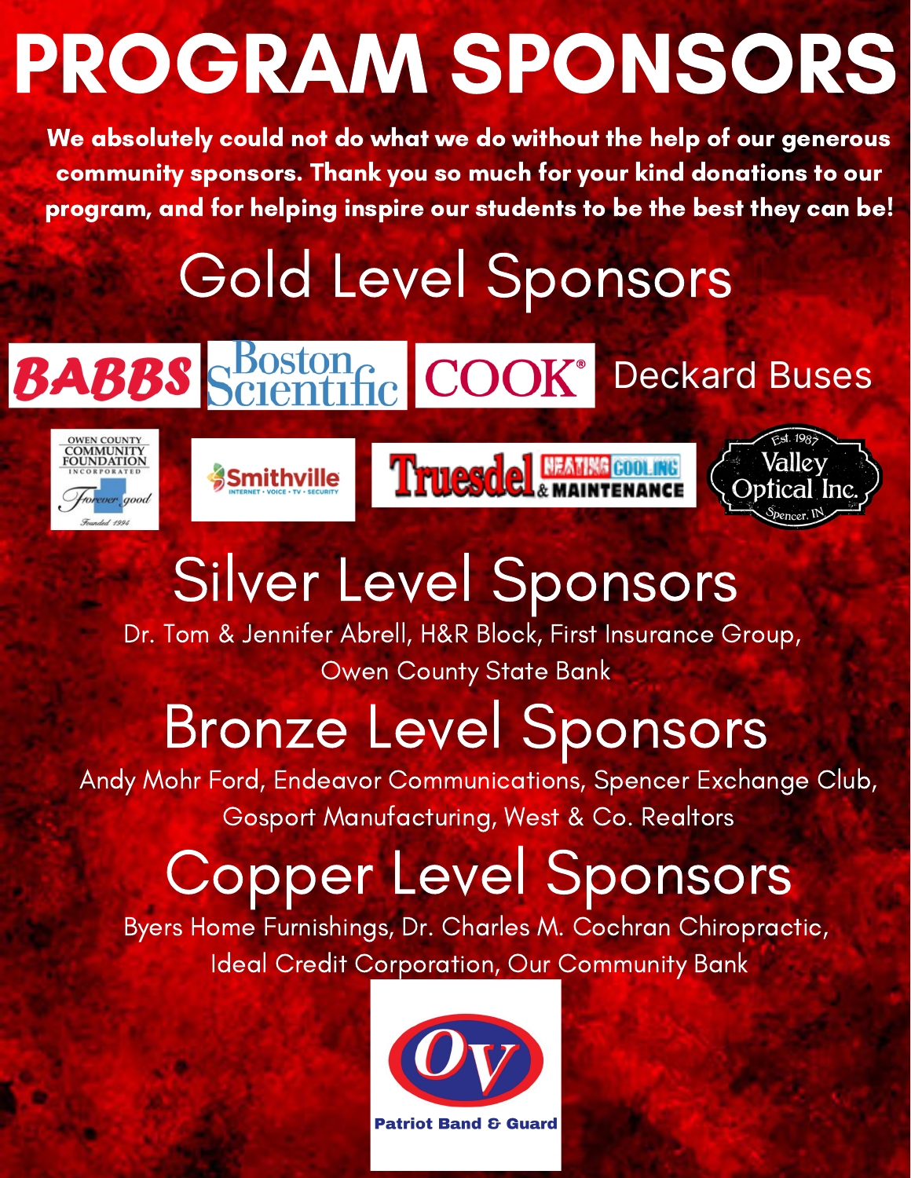# PROGRAM SPONSORS

**We absolutely could not do what we do without the help of our generous community sponsors. Thank you so much for your kind donations to our program, and for helping inspire our students to be the best they can be!**

## Gold Level Sponsors

BABBS Boston Scientific COOK® Deckard Buses

Owen County Community Foundation Incorporated — Forever good — Founded 1994

Smithville Internet • Voice • TV • Security

Truesdel Heating Cooling & Maintenance

Est. 1987 Valley Optical Inc. Spencer, IN

## Silver Level Sponsors

Dr. Tom & Jennifer Abrell, H&R Block, First Insurance Group, Owen County State Bank

## Bronze Level Sponsors

Andy Mohr Ford, Endeavor Communications, Spencer Exchange Club, Gosport Manufacturing, West & Co. Realtors

## Copper Level Sponsors

Byers Home Furnishings, Dr. Charles M. Cochran Chiropractic, Ideal Credit Corporation, Our Community Bank

OV

Patriot Band & Guard